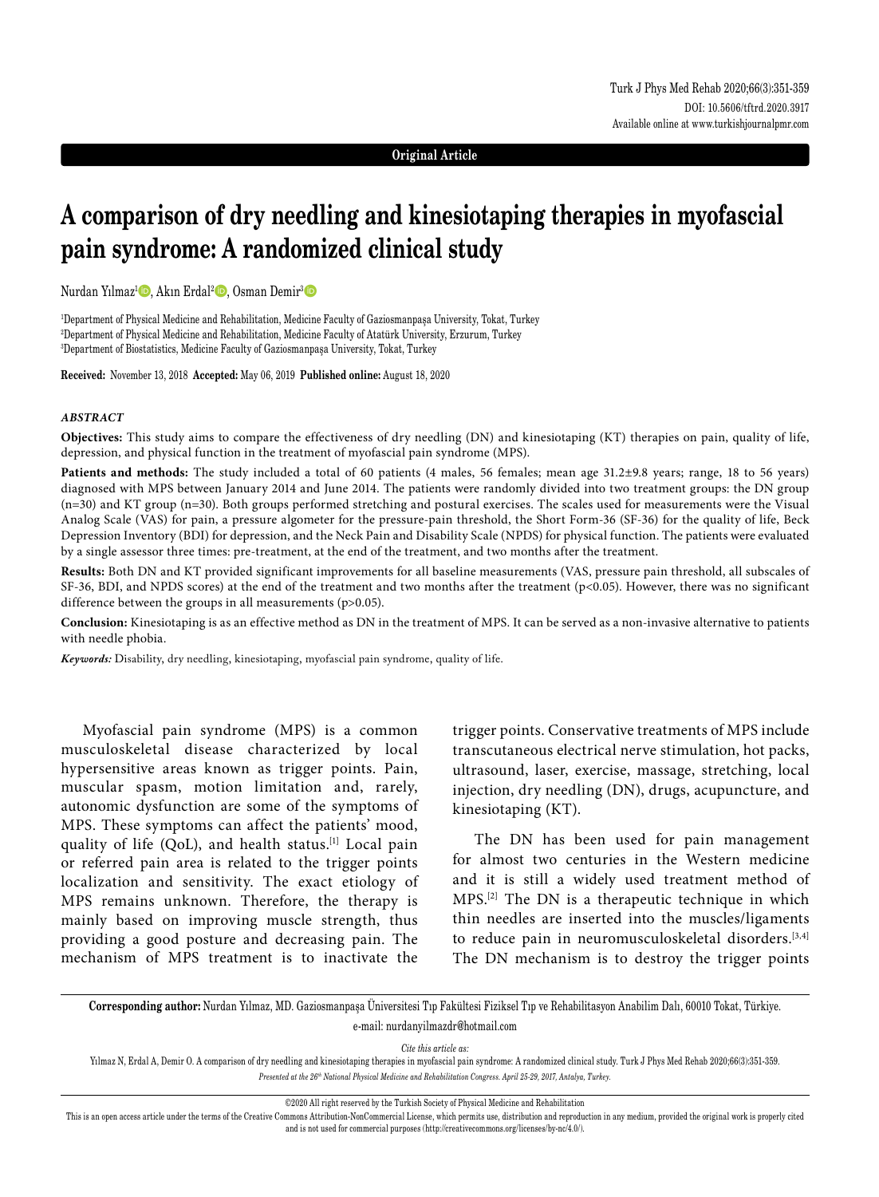Original Article

# A comparison of dry needling and kinesiotaping therapies in myofascial pain syndrome: A randomized clinical study

Nurdan Yılmaz[1], Akın Erdal[2], Osman Demir[3]

[1]Department of Physical Medicine and Rehabilitation, Medicine Faculty of Gaziosmanpaşa University, Tokat, Turkey
[2]Department of Physical Medicine and Rehabilitation, Medicine Faculty of Atatürk University, Erzurum, Turkey
[3]Department of Biostatistics, Medicine Faculty of Gaziosmanpaşa University, Tokat, Turkey

**Received:** November 13, 2018 **Accepted:** May 06, 2019 **Published online:** August 18, 2020

### *ABSTRACT*

**Objectives:** This study aims to compare the effectiveness of dry needling (DN) and kinesiotaping (KT) therapies on pain, quality of life, depression, and physical function in the treatment of myofascial pain syndrome (MPS).

**Patients and methods:** The study included a total of 60 patients (4 males, 56 females; mean age 31.2±9.8 years; range, 18 to 56 years) diagnosed with MPS between January 2014 and June 2014. The patients were randomly divided into two treatment groups: the DN group (n=30) and KT group (n=30). Both groups performed stretching and postural exercises. The scales used for measurements were the Visual Analog Scale (VAS) for pain, a pressure algometer for the pressure-pain threshold, the Short Form-36 (SF-36) for the quality of life, Beck Depression Inventory (BDI) for depression, and the Neck Pain and Disability Scale (NPDS) for physical function. The patients were evaluated by a single assessor three times: pre-treatment, at the end of the treatment, and two months after the treatment.

**Results:** Both DN and KT provided significant improvements for all baseline measurements (VAS, pressure pain threshold, all subscales of SF-36, BDI, and NPDS scores) at the end of the treatment and two months after the treatment ($p<0.05$). However, there was no significant difference between the groups in all measurements ($p>0.05$).

**Conclusion:** Kinesiotaping is as an effective method as DN in the treatment of MPS. It can be served as a non-invasive alternative to patients with needle phobia.

***Keywords:*** Disability, dry needling, kinesiotaping, myofascial pain syndrome, quality of life.

Myofascial pain syndrome (MPS) is a common musculoskeletal disease characterized by local hypersensitive areas known as trigger points. Pain, muscular spasm, motion limitation and, rarely, autonomic dysfunction are some of the symptoms of MPS. These symptoms can affect the patients' mood, quality of life (QoL), and health status.[1] Local pain or referred pain area is related to the trigger points localization and sensitivity. The exact etiology of MPS remains unknown. Therefore, the therapy is mainly based on improving muscle strength, thus providing a good posture and decreasing pain. The mechanism of MPS treatment is to inactivate the trigger points. Conservative treatments of MPS include transcutaneous electrical nerve stimulation, hot packs, ultrasound, laser, exercise, massage, stretching, local injection, dry needling (DN), drugs, acupuncture, and kinesiotaping (KT).

The DN has been used for pain management for almost two centuries in the Western medicine and it is still a widely used treatment method of MPS.[2] The DN is a therapeutic technique in which thin needles are inserted into the muscles/ligaments to reduce pain in neuromusculoskeletal disorders.[3,4] The DN mechanism is to destroy the trigger points

**Corresponding author:** Nurdan Yılmaz, MD. Gaziosmanpaşa Üniversitesi Tıp Fakültesi Fiziksel Tıp ve Rehabilitasyon Anabilim Dalı, 60010 Tokat, Türkiye.
e-mail: nurdanyilmazdr@hotmail.com

*Cite this article as:*
Yılmaz N, Erdal A, Demir O. A comparison of dry needling and kinesiotaping therapies in myofascial pain syndrome: A randomized clinical study. Turk J Phys Med Rehab 2020;66(3):351-359.
*Presented at the 26th National Physical Medicine and Rehabilitation Congress. April 25-29, 2017, Antalya, Turkey.*

©2020 All right reserved by the Turkish Society of Physical Medicine and Rehabilitation

This is an open access article under the terms of the Creative Commons Attribution-NonCommercial License, which permits use, distribution and reproduction in any medium, provided the original work is properly cited and is not used for commercial purposes (http://creativecommons.org/licenses/by-nc/4.0/).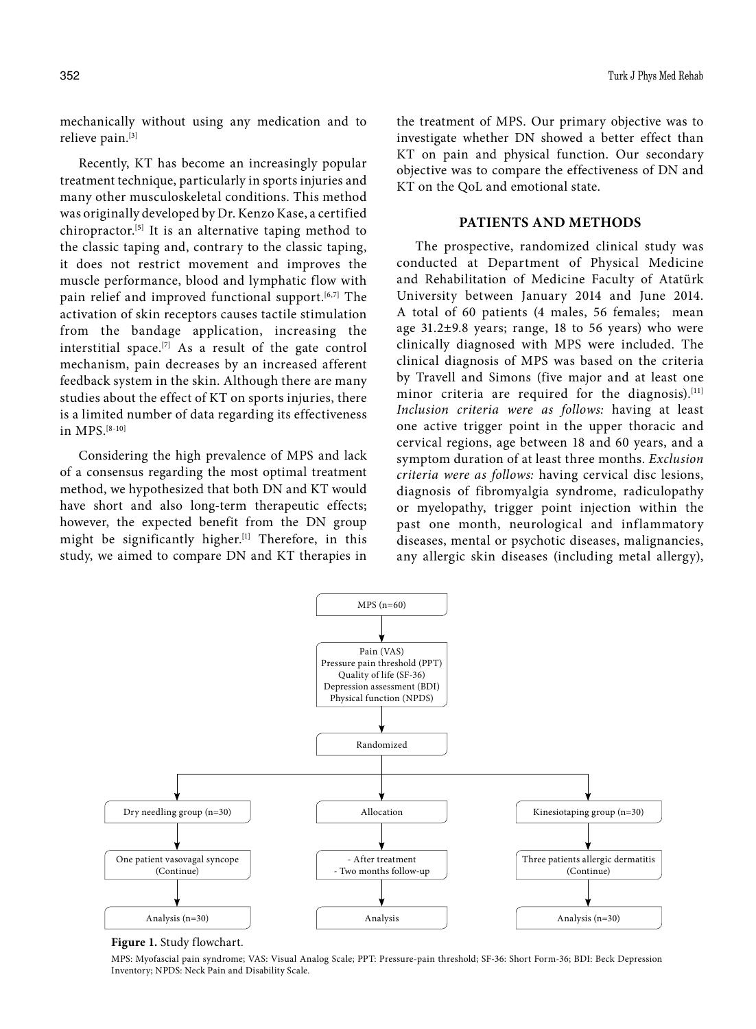mechanically without using any medication and to relieve pain.[3]

Recently, KT has become an increasingly popular treatment technique, particularly in sports injuries and many other musculoskeletal conditions. This method was originally developed by Dr. Kenzo Kase, a certified chiropractor.[5] It is an alternative taping method to the classic taping and, contrary to the classic taping, it does not restrict movement and improves the muscle performance, blood and lymphatic flow with pain relief and improved functional support.[6,7] The activation of skin receptors causes tactile stimulation from the bandage application, increasing the interstitial space.[7] As a result of the gate control mechanism, pain decreases by an increased afferent feedback system in the skin. Although there are many studies about the effect of KT on sports injuries, there is a limited number of data regarding its effectiveness in MPS.[8-10]

Considering the high prevalence of MPS and lack of a consensus regarding the most optimal treatment method, we hypothesized that both DN and KT would have short and also long-term therapeutic effects; however, the expected benefit from the DN group might be significantly higher.[1] Therefore, in this study, we aimed to compare DN and KT therapies in the treatment of MPS. Our primary objective was to investigate whether DN showed a better effect than KT on pain and physical function. Our secondary objective was to compare the effectiveness of DN and KT on the QoL and emotional state.

## PATIENTS AND METHODS

The prospective, randomized clinical study was conducted at Department of Physical Medicine and Rehabilitation of Medicine Faculty of Atatürk University between January 2014 and June 2014. A total of 60 patients (4 males, 56 females; mean age 31.2±9.8 years; range, 18 to 56 years) who were clinically diagnosed with MPS were included. The clinical diagnosis of MPS was based on the criteria by Travell and Simons (five major and at least one minor criteria are required for the diagnosis).[11] *Inclusion criteria were as follows:* having at least one active trigger point in the upper thoracic and cervical regions, age between 18 and 60 years, and a symptom duration of at least three months. *Exclusion criteria were as follows:* having cervical disc lesions, diagnosis of fibromyalgia syndrome, radiculopathy or myelopathy, trigger point injection within the past one month, neurological and inflammatory diseases, mental or psychotic diseases, malignancies, any allergic skin diseases (including metal allergy),

MPS (n=60)

Pain (VAS)
Pressure pain threshold (PPT)
Quality of life (SF-36)
Depression assessment (BDI)
Physical function (NPDS)

Randomized

Dry needling group (n=30)

Allocation

Kinesiotaping group (n=30)

One patient vasovagal syncope (Continue)

- After treatment
- Two months follow-up

Three patients allergic dermatitis (Continue)

Analysis (n=30)

Analysis

Analysis (n=30)

**Figure 1.** Study flowchart.

MPS: Myofascial pain syndrome; VAS: Visual Analog Scale; PPT: Pressure-pain threshold; SF-36: Short Form-36; BDI: Beck Depression Inventory; NPDS: Neck Pain and Disability Scale.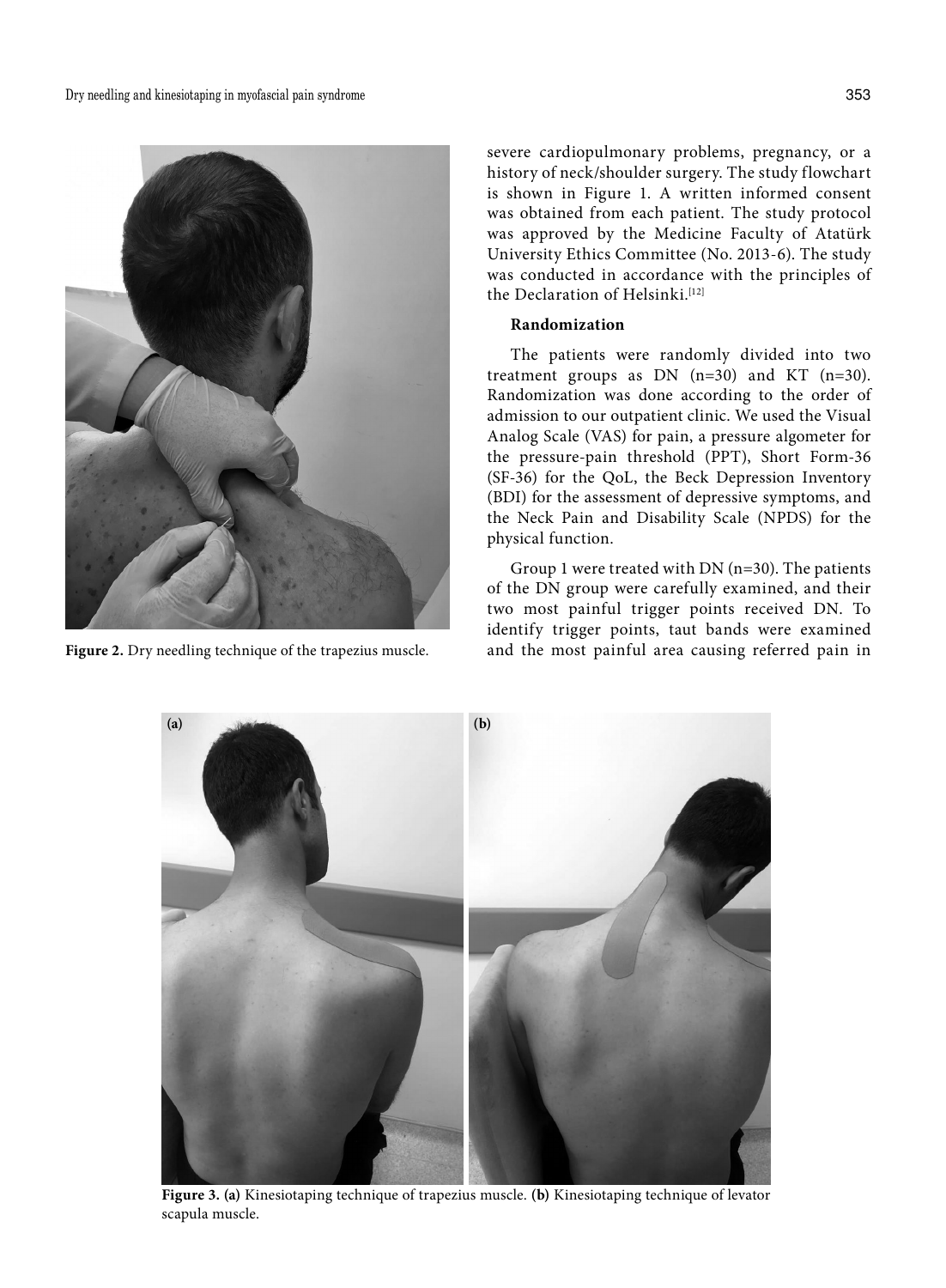Figure 2. Dry needling technique of the trapezius muscle.

severe cardiopulmonary problems, pregnancy, or a history of neck/shoulder surgery. The study flowchart is shown in Figure 1. A written informed consent was obtained from each patient. The study protocol was approved by the Medicine Faculty of Atatürk University Ethics Committee (No. 2013-6). The study was conducted in accordance with the principles of the Declaration of Helsinki.[12]

### Randomization

The patients were randomly divided into two treatment groups as DN (n=30) and KT (n=30). Randomization was done according to the order of admission to our outpatient clinic. We used the Visual Analog Scale (VAS) for pain, a pressure algometer for the pressure-pain threshold (PPT), Short Form-36 (SF-36) for the QoL, the Beck Depression Inventory (BDI) for the assessment of depressive symptoms, and the Neck Pain and Disability Scale (NPDS) for the physical function.

Group 1 were treated with DN (n=30). The patients of the DN group were carefully examined, and their two most painful trigger points received DN. To identify trigger points, taut bands were examined and the most painful area causing referred pain in

**Figure 3. (a)** Kinesiotaping technique of trapezius muscle. **(b)** Kinesiotaping technique of levator scapula muscle.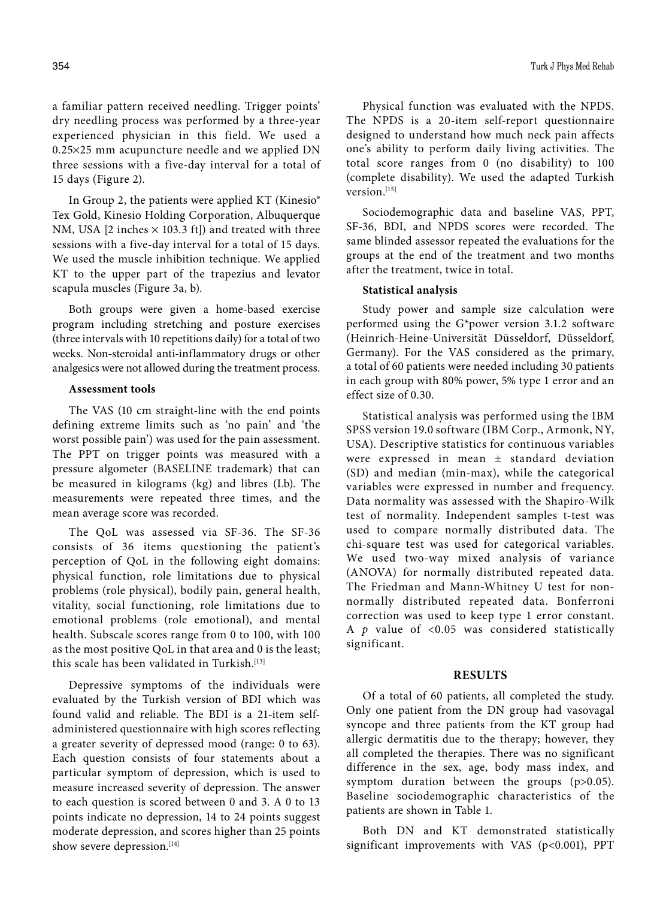a familiar pattern received needling. Trigger points' dry needling process was performed by a three-year experienced physician in this field. We used a 0.25×25 mm acupuncture needle and we applied DN three sessions with a five-day interval for a total of 15 days (Figure 2).

In Group 2, the patients were applied KT (Kinesio® Tex Gold, Kinesio Holding Corporation, Albuquerque NM, USA [2 inches × 103.3 ft]) and treated with three sessions with a five-day interval for a total of 15 days. We used the muscle inhibition technique. We applied KT to the upper part of the trapezius and levator scapula muscles (Figure 3a, b).

Both groups were given a home-based exercise program including stretching and posture exercises (three intervals with 10 repetitions daily) for a total of two weeks. Non-steroidal anti-inflammatory drugs or other analgesics were not allowed during the treatment process.

### Assessment tools

The VAS (10 cm straight-line with the end points defining extreme limits such as 'no pain' and 'the worst possible pain') was used for the pain assessment. The PPT on trigger points was measured with a pressure algometer (BASELINE trademark) that can be measured in kilograms (kg) and libres (Lb). The measurements were repeated three times, and the mean average score was recorded.

The QoL was assessed via SF-36. The SF-36 consists of 36 items questioning the patient's perception of QoL in the following eight domains: physical function, role limitations due to physical problems (role physical), bodily pain, general health, vitality, social functioning, role limitations due to emotional problems (role emotional), and mental health. Subscale scores range from 0 to 100, with 100 as the most positive QoL in that area and 0 is the least; this scale has been validated in Turkish.[13]

Depressive symptoms of the individuals were evaluated by the Turkish version of BDI which was found valid and reliable. The BDI is a 21-item self-administered questionnaire with high scores reflecting a greater severity of depressed mood (range: 0 to 63). Each question consists of four statements about a particular symptom of depression, which is used to measure increased severity of depression. The answer to each question is scored between 0 and 3. A 0 to 13 points indicate no depression, 14 to 24 points suggest moderate depression, and scores higher than 25 points show severe depression.[14]

Physical function was evaluated with the NPDS. The NPDS is a 20-item self-report questionnaire designed to understand how much neck pain affects one's ability to perform daily living activities. The total score ranges from 0 (no disability) to 100 (complete disability). We used the adapted Turkish version.[15]

Sociodemographic data and baseline VAS, PPT, SF-36, BDI, and NPDS scores were recorded. The same blinded assessor repeated the evaluations for the groups at the end of the treatment and two months after the treatment, twice in total.

### Statistical analysis

Study power and sample size calculation were performed using the G*power version 3.1.2 software (Heinrich-Heine-Universität Düsseldorf, Düsseldorf, Germany). For the VAS considered as the primary, a total of 60 patients were needed including 30 patients in each group with 80% power, 5% type 1 error and an effect size of 0.30.

Statistical analysis was performed using the IBM SPSS version 19.0 software (IBM Corp., Armonk, NY, USA). Descriptive statistics for continuous variables were expressed in mean ± standard deviation (SD) and median (min-max), while the categorical variables were expressed in number and frequency. Data normality was assessed with the Shapiro-Wilk test of normality. Independent samples t-test was used to compare normally distributed data. The chi-square test was used for categorical variables. We used two-way mixed analysis of variance (ANOVA) for normally distributed repeated data. The Friedman and Mann-Whitney U test for non-normally distributed repeated data. Bonferroni correction was used to keep type 1 error constant. A $p$ value of <0.05 was considered statistically significant.

## RESULTS

Of a total of 60 patients, all completed the study. Only one patient from the DN group had vasovagal syncope and three patients from the KT group had allergic dermatitis due to the therapy; however, they all completed the therapies. There was no significant difference in the sex, age, body mass index, and symptom duration between the groups (p>0.05). Baseline sociodemographic characteristics of the patients are shown in Table 1.

Both DN and KT demonstrated statistically significant improvements with VAS (p<0.001), PPT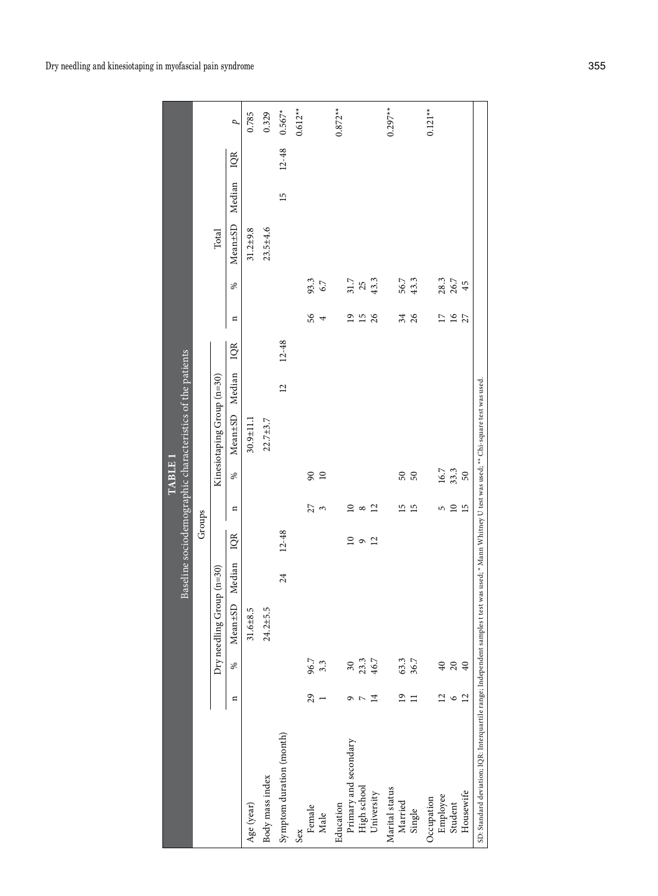**TABLE 1**
**Baseline sociodemographic characteristics of the patients**

| | Groups | | | | | | | | | | | | | | | |
|---|---|---|---|---|---|---|---|---|---|---|---|---|---|---|---|---|
| | Dry needling Group (n=30) | | | | | Kinesiotaping Group (n=30) | | | | | Total | | | | | |
| | n | % | Mean±SD | Median | IQR | n | % | Mean±SD | Median | IQR | n | % | Mean±SD | Median | IQR | *p* |
| Age (year) | | | 31.6±8.5 | | | | | 30.9±11.1 | | | | | 31.2±9.8 | | | 0.785 |
| Body mass index | | | 24.2±5.5 | | | | | 22.7±3.7 | | | | | 23.5±4.6 | | | 0.329 |
| Symptom duration (month) | | | | 24 | 12-48 | | | | 12 | 12-48 | | | | 15 | 12-48 | 0.567* |
| Sex | | | | | | | | | | | | | | | | 0.612** |
| Female | 29 | 96.7 | | | | 27 | 90 | | | | 56 | 93.3 | | | | |
| Male | 1 | 3.3 | | | | 3 | 10 | | | | 4 | 6.7 | | | | |
| Education | | | | | | | | | | | | | | | | 0.872** |
| Primary and secondary | 9 | 30 | | | 10 | 10 | | | | | 19 | 31.7 | | | | |
| High school | 7 | 23.3 | | | 9 | 8 | | | | | 15 | 25 | | | | |
| University | 14 | 46.7 | | | 12 | 12 | | | | | 26 | 43.3 | | | | |
| Marital status | | | | | | | | | | | | | | | | 0.297** |
| Married | 19 | 63.3 | | | | 15 | 50 | | | | 34 | 56.7 | | | | |
| Single | 11 | 36.7 | | | | 15 | 50 | | | | 26 | 43.3 | | | | |
| Occupation | | | | | | | | | | | | | | | | 0.121** |
| Employee | 12 | 40 | | | | 5 | 16.7 | | | | 17 | 28.3 | | | | |
| Student | 6 | 20 | | | | 10 | 33.3 | | | | 16 | 26.7 | | | | |
| Housewife | 12 | 40 | | | | 15 | 50 | | | | 27 | 45 | | | | |

SD: Standard deviation; IQR: Interquartile range; Independent samples t test was used; * Mann Whitney U test was used; ** Chi-square test was used.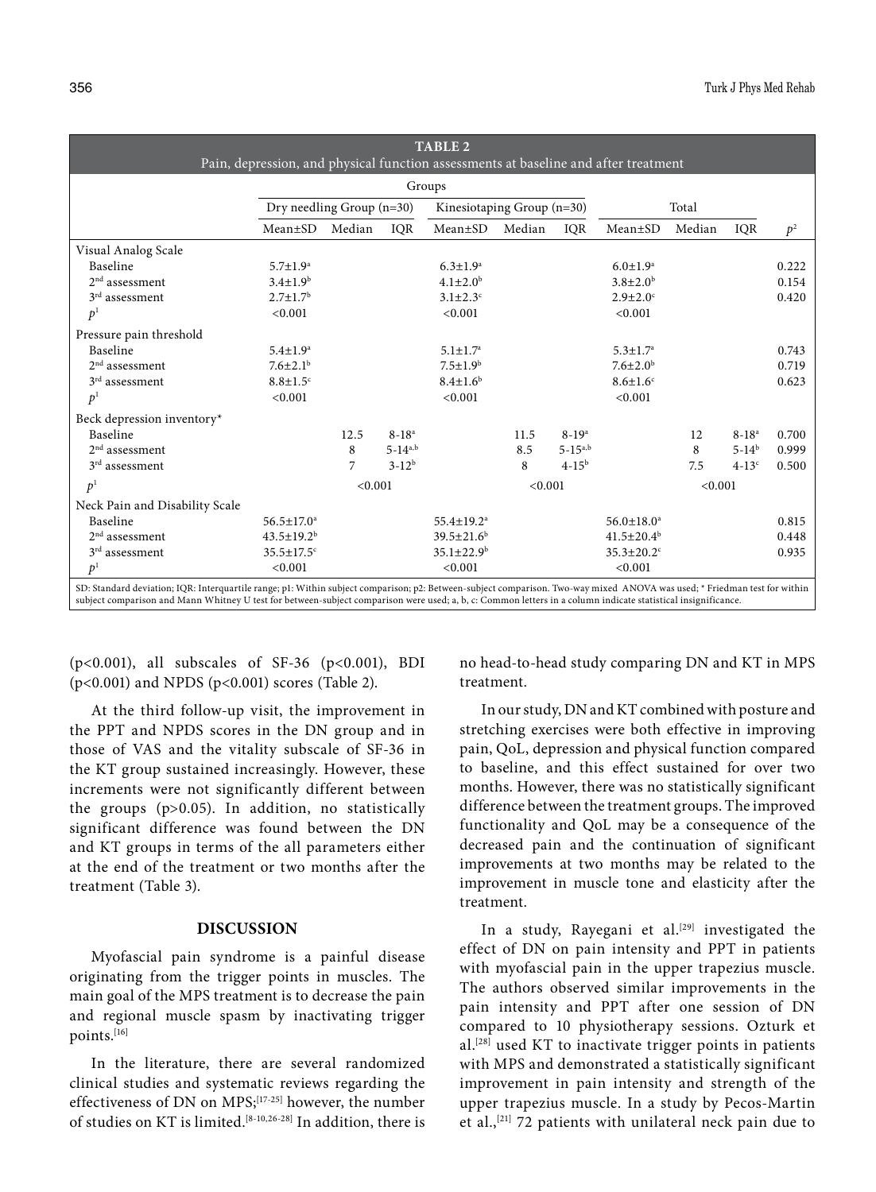**TABLE 2**
Pain, depression, and physical function assessments at baseline and after treatment

| | Groups | | | | | | | | | |
|---|---|---|---|---|---|---|---|---|---|---|
| | Dry needling Group (n=30) | | | Kinesiotaping Group (n=30) | | | Total | | | |
| | Mean±SD | Median | IQR | Mean±SD | Median | IQR | Mean±SD | Median | IQR | $p^2$ |
| Visual Analog Scale | | | | | | | | | | |
| Baseline | 5.7±1.9[a] | | | 6.3±1.9[a] | | | 6.0±1.9[a] | | | 0.222 |
| 2nd assessment | 3.4±1.9[b] | | | 4.1±2.0[b] | | | 3.8±2.0[b] | | | 0.154 |
| 3rd assessment | 2.7±1.7[b] | | | 3.1±2.3[c] | | | 2.9±2.0[c] | | | 0.420 |
| $p^1$ | <0.001 | | | <0.001 | | | <0.001 | | | |
| Pressure pain threshold | | | | | | | | | | |
| Baseline | 5.4±1.9[a] | | | 5.1±1.7[a] | | | 5.3±1.7[a] | | | 0.743 |
| 2nd assessment | 7.6±2.1[b] | | | 7.5±1.9[b] | | | 7.6±2.0[b] | | | 0.719 |
| 3rd assessment | 8.8±1.5[c] | | | 8.4±1.6[b] | | | 8.6±1.6[c] | | | 0.623 |
| $p^1$ | <0.001 | | | <0.001 | | | <0.001 | | | |
| Beck depression inventory* | | | | | | | | | | |
| Baseline | | 12.5 | 8-18[a] | | 11.5 | 8-19[a] | | 12 | 8-18[a] | 0.700 |
| 2nd assessment | | 8 | 5-14[a,b] | | 8.5 | 5-15[a,b] | | 8 | 5-14[b] | 0.999 |
| 3rd assessment | | 7 | 3-12[b] | | 8 | 4-15[b] | | 7.5 | 4-13[c] | 0.500 |
| $p^1$ | | <0.001 | | | <0.001 | | | <0.001 | | |
| Neck Pain and Disability Scale | | | | | | | | | | |
| Baseline | 56.5±17.0[a] | | | 55.4±19.2[a] | | | 56.0±18.0[a] | | | 0.815 |
| 2nd assessment | 43.5±19.2[b] | | | 39.5±21.6[b] | | | 41.5±20.4[b] | | | 0.448 |
| 3rd assessment | 35.5±17.5[c] | | | 35.1±22.9[b] | | | 35.3±20.2[c] | | | 0.935 |
| $p^1$ | <0.001 | | | <0.001 | | | <0.001 | | | |

SD: Standard deviation; IQR: Interquartile range; p1: Within subject comparison; p2: Between-subject comparison. Two-way mixed ANOVA was used; * Friedman test for within subject comparison and Mann Whitney U test for between-subject comparison were used; a, b, c: Common letters in a column indicate statistical insignificance.

($p<0.001$), all subscales of SF-36 ($p<0.001$), BDI ($p<0.001$) and NPDS ($p<0.001$) scores (Table 2).

At the third follow-up visit, the improvement in the PPT and NPDS scores in the DN group and in those of VAS and the vitality subscale of SF-36 in the KT group sustained increasingly. However, these increments were not significantly different between the groups ($p>0.05$). In addition, no statistically significant difference was found between the DN and KT groups in terms of the all parameters either at the end of the treatment or two months after the treatment (Table 3).

## DISCUSSION

Myofascial pain syndrome is a painful disease originating from the trigger points in muscles. The main goal of the MPS treatment is to decrease the pain and regional muscle spasm by inactivating trigger points.[16]

In the literature, there are several randomized clinical studies and systematic reviews regarding the effectiveness of DN on MPS;[17-25] however, the number of studies on KT is limited.[8-10,26-28] In addition, there is no head-to-head study comparing DN and KT in MPS treatment.

In our study, DN and KT combined with posture and stretching exercises were both effective in improving pain, QoL, depression and physical function compared to baseline, and this effect sustained for over two months. However, there was no statistically significant difference between the treatment groups. The improved functionality and QoL may be a consequence of the decreased pain and the continuation of significant improvements at two months may be related to the improvement in muscle tone and elasticity after the treatment.

In a study, Rayegani et al.[29] investigated the effect of DN on pain intensity and PPT in patients with myofascial pain in the upper trapezius muscle. The authors observed similar improvements in the pain intensity and PPT after one session of DN compared to 10 physiotherapy sessions. Ozturk et al.[28] used KT to inactivate trigger points in patients with MPS and demonstrated a statistically significant improvement in pain intensity and strength of the upper trapezius muscle. In a study by Pecos-Martin et al.,[21] 72 patients with unilateral neck pain due to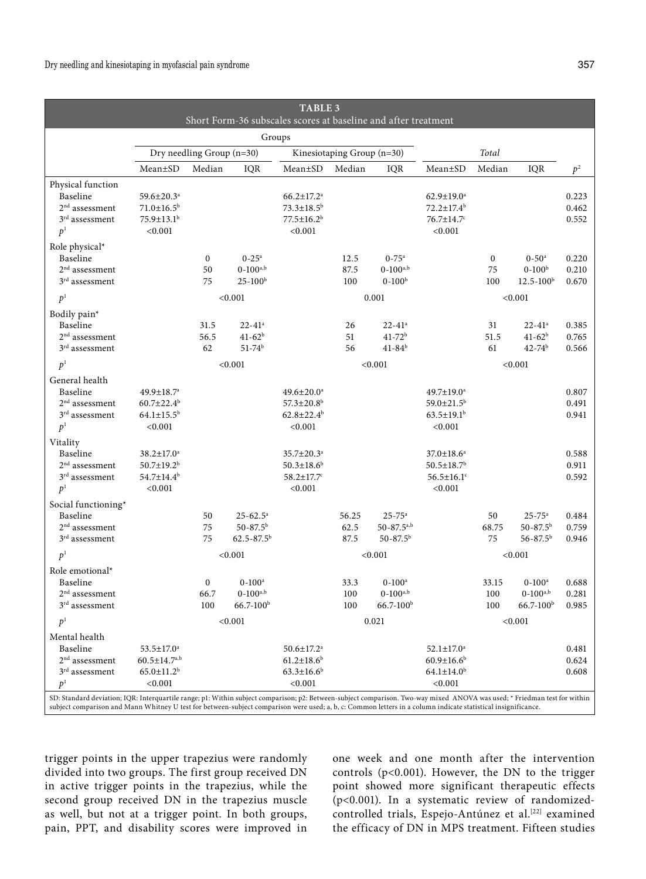**TABLE 3**
Short Form-36 subscales scores at baseline and after treatment

| | Groups | | | | | | | | | |
|---|---|---|---|---|---|---|---|---|---|---|
| | Dry needling Group (n=30) | | | Kinesiotaping Group (n=30) | | | *Total* | | | |
| | Mean±SD | Median | IQR | Mean±SD | Median | IQR | Mean±SD | Median | IQR | $p^2$ |
| Physical function | | | | | | | | | | |
| Baseline | 59.6±20.3[a] | | | 66.2±17.2[a] | | | 62.9±19.0[a] | | | 0.223 |
| 2[nd] assessment | 71.0±16.5[b] | | | 73.3±18.5[b] | | | 72.2±17.4[b] | | | 0.462 |
| 3[rd] assessment | 75.9±13.1[b] | | | 77.5±16.2[b] | | | 76.7±14.7[c] | | | 0.552 |
| $p^1$ | <0.001 | | | <0.001 | | | <0.001 | | | |
| Role physical* | | | | | | | | | | |
| Baseline | | 0 | 0-25[a] | | 12.5 | 0-75[a] | | 0 | 0-50[a] | 0.220 |
| 2[nd] assessment | | 50 | 0-100[a,b] | | 87.5 | 0-100[a,b] | | 75 | 0-100[b] | 0.210 |
| 3[rd] assessment | | 75 | 25-100[b] | | 100 | 0-100[b] | | 100 | 12.5-100[b] | 0.670 |
| $p^1$ | | <0.001 | | | 0.001 | | | <0.001 | | |
| Bodily pain* | | | | | | | | | | |
| Baseline | | 31.5 | 22-41[a] | | 26 | 22-41[a] | | 31 | 22-41[a] | 0.385 |
| 2[nd] assessment | | 56.5 | 41-62[b] | | 51 | 41-72[b] | | 51.5 | 41-62[b] | 0.765 |
| 3[rd] assessment | | 62 | 51-74[b] | | 56 | 41-84[b] | | 61 | 42-74[b] | 0.566 |
| $p^1$ | | <0.001 | | | <0.001 | | | <0.001 | | |
| General health | | | | | | | | | | |
| Baseline | 49.9±18.7[a] | | | 49.6±20.0[a] | | | 49.7±19.0[a] | | | 0.807 |
| 2[nd] assessment | 60.7±22.4[b] | | | 57.3±20.8[b] | | | 59.0±21.5[b] | | | 0.491 |
| 3[rd] assessment | 64.1±15.5[b] | | | 62.8±22.4[b] | | | 63.5±19.1[b] | | | 0.941 |
| $p^1$ | <0.001 | | | <0.001 | | | <0.001 | | | |
| Vitality | | | | | | | | | | |
| Baseline | 38.2±17.0[a] | | | 35.7±20.3[a] | | | 37.0±18.6[a] | | | 0.588 |
| 2[nd] assessment | 50.7±19.2[b] | | | 50.3±18.6[b] | | | 50.5±18.7[b] | | | 0.911 |
| 3[rd] assessment | 54.7±14.4[b] | | | 58.2±17.7[c] | | | 56.5±16.1[c] | | | 0.592 |
| $p^1$ | <0.001 | | | <0.001 | | | <0.001 | | | |
| Social functioning* | | | | | | | | | | |
| Baseline | | 50 | 25-62.5[a] | | 56.25 | 25-75[a] | | 50 | 25-75[a] | 0.484 |
| 2[nd] assessment | | 75 | 50-87.5[b] | | 62.5 | 50-87.5[a,b] | | 68.75 | 50-87.5[b] | 0.759 |
| 3[rd] assessment | | 75 | 62.5-87.5[b] | | 87.5 | 50-87.5[b] | | 75 | 56-87.5[b] | 0.946 |
| $p^1$ | | <0.001 | | | <0.001 | | | <0.001 | | |
| Role emotional* | | | | | | | | | | |
| Baseline | | 0 | 0-100[a] | | 33.3 | 0-100[a] | | 33.15 | 0-100[a] | 0.688 |
| 2[nd] assessment | | 66.7 | 0-100[a,b] | | 100 | 0-100[a,b] | | 100 | 0-100[a,b] | 0.281 |
| 3[rd] assessment | | 100 | 66.7-100[b] | | 100 | 66.7-100[b] | | 100 | 66.7-100[b] | 0.985 |
| $p^1$ | | <0.001 | | | 0.021 | | | <0.001 | | |
| Mental health | | | | | | | | | | |
| Baseline | 53.5±17.0[a] | | | 50.6±17.2[a] | | | 52.1±17.0[a] | | | 0.481 |
| 2[nd] assessment | 60.5±14.7[a,b] | | | 61.2±18.6[b] | | | 60.9±16.6[b] | | | 0.624 |
| 3[rd] assessment | 65.0±11.2[b] | | | 63.3±16.6[b] | | | 64.1±14.0[b] | | | 0.608 |
| $p^1$ | <0.001 | | | <0.001 | | | <0.001 | | | |

SD: Standard deviation; IQR: Interquartile range; p1: Within subject comparison; p2: Between-subject comparison. Two-way mixed ANOVA was used; * Friedman test for within subject comparison and Mann Whitney U test for between-subject comparison were used; a, b, c: Common letters in a column indicate statistical insignificance.

trigger points in the upper trapezius were randomly divided into two groups. The first group received DN in active trigger points in the trapezius, while the second group received DN in the trapezius muscle as well, but not at a trigger point. In both groups, pain, PPT, and disability scores were improved in one week and one month after the intervention controls ($p<0.001$). However, the DN to the trigger point showed more significant therapeutic effects ($p<0.001$). In a systematic review of randomized-controlled trials, Espejo-Antúnez et al.[22] examined the efficacy of DN in MPS treatment. Fifteen studies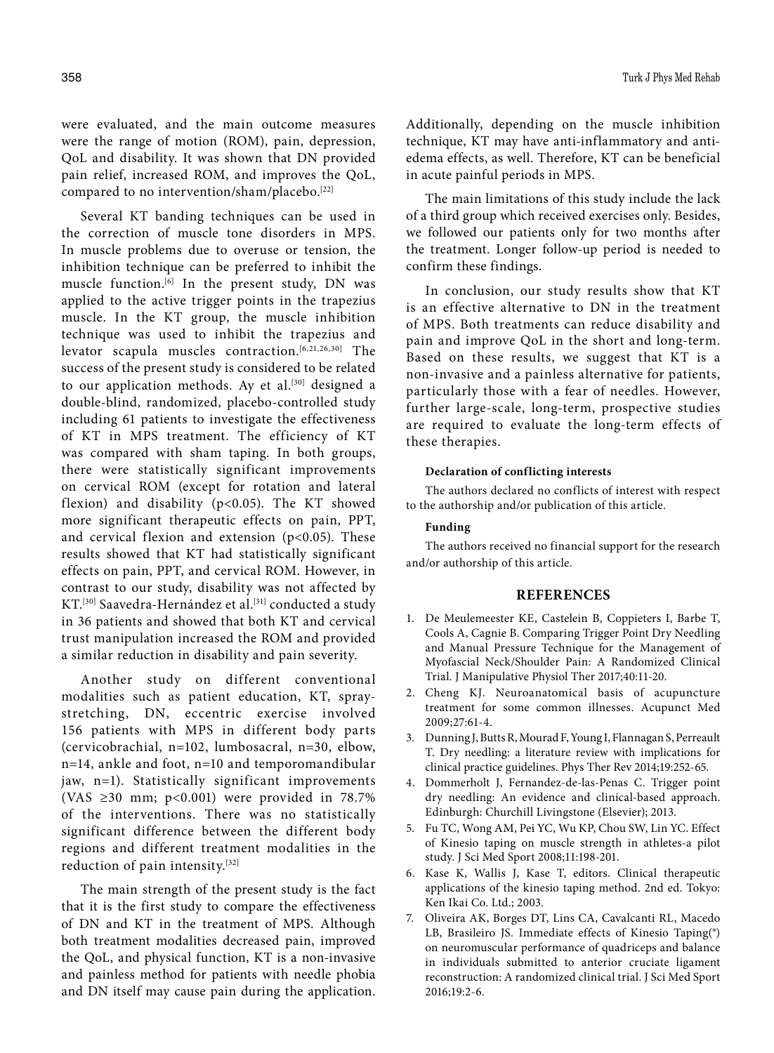were evaluated, and the main outcome measures were the range of motion (ROM), pain, depression, QoL and disability. It was shown that DN provided pain relief, increased ROM, and improves the QoL, compared to no intervention/sham/placebo.[22]

Several KT banding techniques can be used in the correction of muscle tone disorders in MPS. In muscle problems due to overuse or tension, the inhibition technique can be preferred to inhibit the muscle function.[6] In the present study, DN was applied to the active trigger points in the trapezius muscle. In the KT group, the muscle inhibition technique was used to inhibit the trapezius and levator scapula muscles contraction.[6,21,26,30] The success of the present study is considered to be related to our application methods. Ay et al.[30] designed a double-blind, randomized, placebo-controlled study including 61 patients to investigate the effectiveness of KT in MPS treatment. The efficiency of KT was compared with sham taping. In both groups, there were statistically significant improvements on cervical ROM (except for rotation and lateral flexion) and disability ($p<0.05$). The KT showed more significant therapeutic effects on pain, PPT, and cervical flexion and extension ($p<0.05$). These results showed that KT had statistically significant effects on pain, PPT, and cervical ROM. However, in contrast to our study, disability was not affected by KT.[30] Saavedra-Hernández et al.[31] conducted a study in 36 patients and showed that both KT and cervical trust manipulation increased the ROM and provided a similar reduction in disability and pain severity.

Another study on different conventional modalities such as patient education, KT, spray-stretching, DN, eccentric exercise involved 156 patients with MPS in different body parts (cervicobrachial, n=102, lumbosacral, n=30, elbow, n=14, ankle and foot, n=10 and temporomandibular jaw, n=1). Statistically significant improvements (VAS ≥30 mm; $p<0.001$) were provided in 78.7% of the interventions. There was no statistically significant difference between the different body regions and different treatment modalities in the reduction of pain intensity.[32]

The main strength of the present study is the fact that it is the first study to compare the effectiveness of DN and KT in the treatment of MPS. Although both treatment modalities decreased pain, improved the QoL, and physical function, KT is a non-invasive and painless method for patients with needle phobia and DN itself may cause pain during the application. Additionally, depending on the muscle inhibition technique, KT may have anti-inflammatory and anti-edema effects, as well. Therefore, KT can be beneficial in acute painful periods in MPS.

The main limitations of this study include the lack of a third group which received exercises only. Besides, we followed our patients only for two months after the treatment. Longer follow-up period is needed to confirm these findings.

In conclusion, our study results show that KT is an effective alternative to DN in the treatment of MPS. Both treatments can reduce disability and pain and improve QoL in the short and long-term. Based on these results, we suggest that KT is a non-invasive and a painless alternative for patients, particularly those with a fear of needles. However, further large-scale, long-term, prospective studies are required to evaluate the long-term effects of these therapies.

**Declaration of conflicting interests**

The authors declared no conflicts of interest with respect to the authorship and/or publication of this article.

**Funding**

The authors received no financial support for the research and/or authorship of this article.

## REFERENCES

1. De Meulemeester KE, Castelein B, Coppieters I, Barbe T, Cools A, Cagnie B. Comparing Trigger Point Dry Needling and Manual Pressure Technique for the Management of Myofascial Neck/Shoulder Pain: A Randomized Clinical Trial. J Manipulative Physiol Ther 2017;40:11-20.
2. Cheng KJ. Neuroanatomical basis of acupuncture treatment for some common illnesses. Acupunct Med 2009;27:61-4.
3. Dunning J, Butts R, Mourad F, Young I, Flannagan S, Perreault T. Dry needling: a literature review with implications for clinical practice guidelines. Phys Ther Rev 2014;19:252-65.
4. Dommerholt J, Fernandez-de-las-Penas C. Trigger point dry needling: An evidence and clinical-based approach. Edinburgh: Churchill Livingstone (Elsevier); 2013.
5. Fu TC, Wong AM, Pei YC, Wu KP, Chou SW, Lin YC. Effect of Kinesio taping on muscle strength in athletes-a pilot study. J Sci Med Sport 2008;11:198-201.
6. Kase K, Wallis J, Kase T, editors. Clinical therapeutic applications of the kinesio taping method. 2nd ed. Tokyo: Ken Ikai Co. Ltd.; 2003.
7. Oliveira AK, Borges DT, Lins CA, Cavalcanti RL, Macedo LB, Brasileiro JS. Immediate effects of Kinesio Taping(®) on neuromuscular performance of quadriceps and balance in individuals submitted to anterior cruciate ligament reconstruction: A randomized clinical trial. J Sci Med Sport 2016;19:2-6.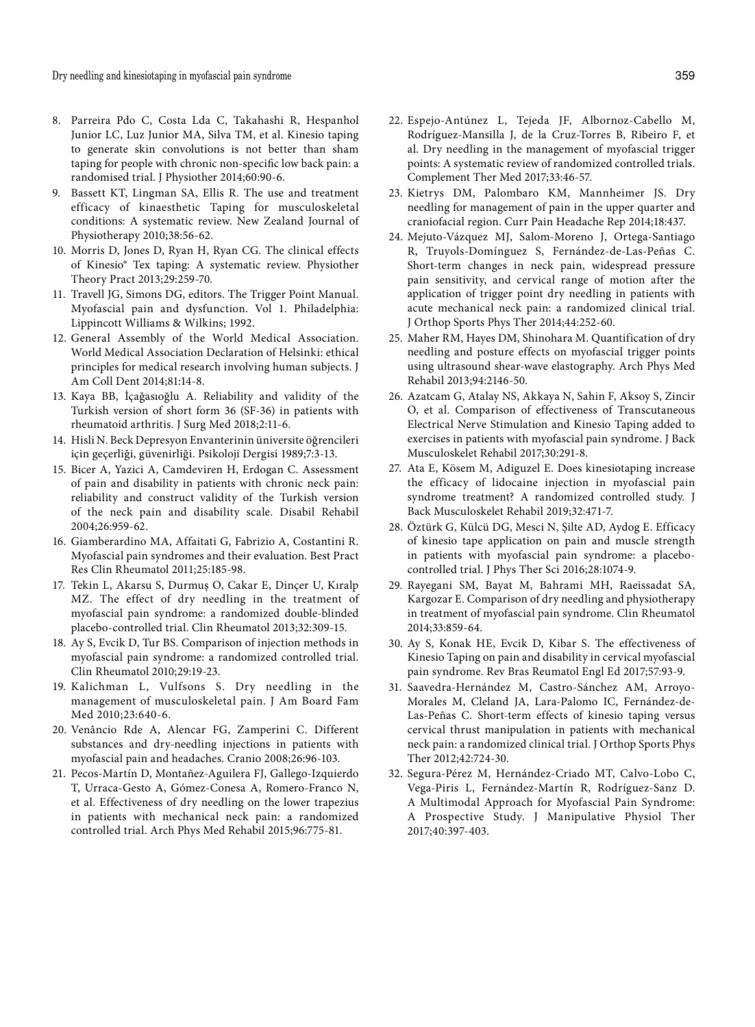8. Parreira Pdo C, Costa Lda C, Takahashi R, Hespanhol Junior LC, Luz Junior MA, Silva TM, et al. Kinesio taping to generate skin convolutions is not better than sham taping for people with chronic non-specific low back pain: a randomised trial. J Physiother 2014;60:90-6.
9. Bassett KT, Lingman SA, Ellis R. The use and treatment efficacy of kinaesthetic Taping for musculoskeletal conditions: A systematic review. New Zealand Journal of Physiotherapy 2010;38:56-62.
10. Morris D, Jones D, Ryan H, Ryan CG. The clinical effects of Kinesio® Tex taping: A systematic review. Physiother Theory Pract 2013;29:259-70.
11. Travell JG, Simons DG, editors. The Trigger Point Manual. Myofascial pain and dysfunction. Vol 1. Philadelphia: Lippincott Williams & Wilkins; 1992.
12. General Assembly of the World Medical Association. World Medical Association Declaration of Helsinki: ethical principles for medical research involving human subjects. J Am Coll Dent 2014;81:14-8.
13. Kaya BB, İçağasıoğlu A. Reliability and validity of the Turkish version of short form 36 (SF-36) in patients with rheumatoid arthritis. J Surg Med 2018;2:11-6.
14. Hisli N. Beck Depresyon Envanterinin üniversite öğrencileri için geçerliği, güvenirliği. Psikoloji Dergisi 1989;7:3-13.
15. Bicer A, Yazici A, Camdeviren H, Erdogan C. Assessment of pain and disability in patients with chronic neck pain: reliability and construct validity of the Turkish version of the neck pain and disability scale. Disabil Rehabil 2004;26:959-62.
16. Giamberardino MA, Affaitati G, Fabrizio A, Costantini R. Myofascial pain syndromes and their evaluation. Best Pract Res Clin Rheumatol 2011;25:185-98.
17. Tekin L, Akarsu S, Durmuş O, Cakar E, Dinçer U, Kıralp MZ. The effect of dry needling in the treatment of myofascial pain syndrome: a randomized double-blinded placebo-controlled trial. Clin Rheumatol 2013;32:309-15.
18. Ay S, Evcik D, Tur BS. Comparison of injection methods in myofascial pain syndrome: a randomized controlled trial. Clin Rheumatol 2010;29:19-23.
19. Kalichman L, Vulfsons S. Dry needling in the management of musculoskeletal pain. J Am Board Fam Med 2010;23:640-6.
20. Venâncio Rde A, Alencar FG, Zamperini C. Different substances and dry-needling injections in patients with myofascial pain and headaches. Cranio 2008;26:96-103.
21. Pecos-Martín D, Montañez-Aguilera FJ, Gallego-Izquierdo T, Urraca-Gesto A, Gómez-Conesa A, Romero-Franco N, et al. Effectiveness of dry needling on the lower trapezius in patients with mechanical neck pain: a randomized controlled trial. Arch Phys Med Rehabil 2015;96:775-81.
22. Espejo-Antúnez L, Tejeda JF, Albornoz-Cabello M, Rodríguez-Mansilla J, de la Cruz-Torres B, Ribeiro F, et al. Dry needling in the management of myofascial trigger points: A systematic review of randomized controlled trials. Complement Ther Med 2017;33:46-57.
23. Kietrys DM, Palombaro KM, Mannheimer JS. Dry needling for management of pain in the upper quarter and craniofacial region. Curr Pain Headache Rep 2014;18:437.
24. Mejuto-Vázquez MJ, Salom-Moreno J, Ortega-Santiago R, Truyols-Domínguez S, Fernández-de-Las-Peñas C. Short-term changes in neck pain, widespread pressure pain sensitivity, and cervical range of motion after the application of trigger point dry needling in patients with acute mechanical neck pain: a randomized clinical trial. J Orthop Sports Phys Ther 2014;44:252-60.
25. Maher RM, Hayes DM, Shinohara M. Quantification of dry needling and posture effects on myofascial trigger points using ultrasound shear-wave elastography. Arch Phys Med Rehabil 2013;94:2146-50.
26. Azatcam G, Atalay NS, Akkaya N, Sahin F, Aksoy S, Zincir O, et al. Comparison of effectiveness of Transcutaneous Electrical Nerve Stimulation and Kinesio Taping added to exercises in patients with myofascial pain syndrome. J Back Musculoskelet Rehabil 2017;30:291-8.
27. Ata E, Kösem M, Adiguzel E. Does kinesiotaping increase the efficacy of lidocaine injection in myofascial pain syndrome treatment? A randomized controlled study. J Back Musculoskelet Rehabil 2019;32:471-7.
28. Öztürk G, Külcü DG, Mesci N, Şilte AD, Aydog E. Efficacy of kinesio tape application on pain and muscle strength in patients with myofascial pain syndrome: a placebo-controlled trial. J Phys Ther Sci 2016;28:1074-9.
29. Rayegani SM, Bayat M, Bahrami MH, Raeissadat SA, Kargozar E. Comparison of dry needling and physiotherapy in treatment of myofascial pain syndrome. Clin Rheumatol 2014;33:859-64.
30. Ay S, Konak HE, Evcik D, Kibar S. The effectiveness of Kinesio Taping on pain and disability in cervical myofascial pain syndrome. Rev Bras Reumatol Engl Ed 2017;57:93-9.
31. Saavedra-Hernández M, Castro-Sánchez AM, Arroyo-Morales M, Cleland JA, Lara-Palomo IC, Fernández-de-Las-Peñas C. Short-term effects of kinesio taping versus cervical thrust manipulation in patients with mechanical neck pain: a randomized clinical trial. J Orthop Sports Phys Ther 2012;42:724-30.
32. Segura-Pérez M, Hernández-Criado MT, Calvo-Lobo C, Vega-Piris L, Fernández-Martín R, Rodríguez-Sanz D. A Multimodal Approach for Myofascial Pain Syndrome: A Prospective Study. J Manipulative Physiol Ther 2017;40:397-403.